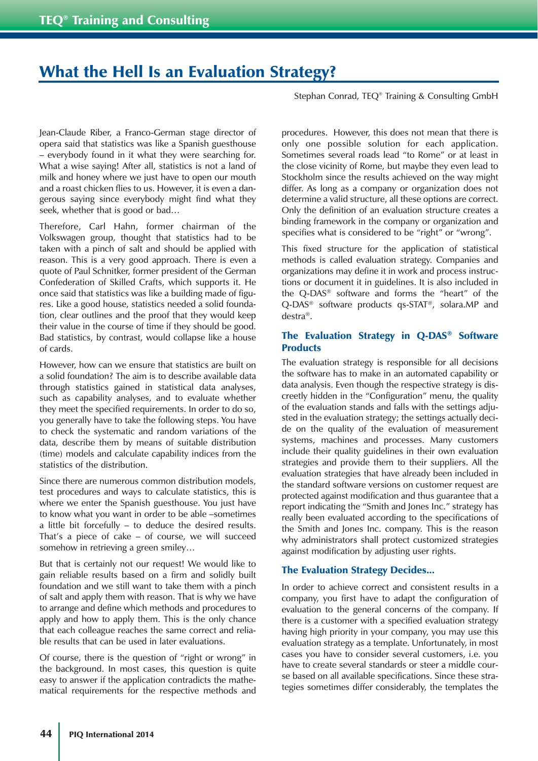# What the Hell Is an Evaluation Strategy?

Stephan Conrad, TEQ® Training & Consulting GmbH

Jean-Claude Riber, a Franco-German stage director of opera said that statistics was like a Spanish guesthouse – everybody found in it what they were searching for. What a wise saying! After all, statistics is not a land of milk and honey where we just have to open our mouth and a roast chicken flies to us. However, it is even a dangerous saying since everybody might find what they seek, whether that is good or bad…

Therefore, Carl Hahn, former chairman of the Volkswagen group, thought that statistics had to be taken with a pinch of salt and should be applied with reason. This is a very good approach. There is even a quote of Paul Schnitker, former president of the German Confederation of Skilled Crafts, which supports it. He once said that statistics was like a building made of figures. Like a good house, statistics needed a solid foundation, clear outlines and the proof that they would keep their value in the course of time if they should be good. Bad statistics, by contrast, would collapse like a house of cards.

However, how can we ensure that statistics are built on a solid foundation? The aim is to describe available data through statistics gained in statistical data analyses, such as capability analyses, and to evaluate whether they meet the specified requirements. In order to do so, you generally have to take the following steps. You have to check the systematic and random variations of the data, describe them by means of suitable distribution (time) models and calculate capability indices from the statistics of the distribution.

Since there are numerous common distribution models, test procedures and ways to calculate statistics, this is where we enter the Spanish guesthouse. You just have to know what you want in order to be able –sometimes a little bit forcefully – to deduce the desired results. That's a piece of cake – of course, we will succeed somehow in retrieving a green smiley…

But that is certainly not our request! We would like to gain reliable results based on a firm and solidly built foundation and we still want to take them with a pinch of salt and apply them with reason. That is why we have to arrange and define which methods and procedures to apply and how to apply them. This is the only chance that each colleague reaches the same correct and reliable results that can be used in later evaluations.

Of course, there is the question of "right or wrong" in the background. In most cases, this question is quite easy to answer if the application contradicts the mathematical requirements for the respective methods and procedures. However, this does not mean that there is only one possible solution for each application. Sometimes several roads lead "to Rome" or at least in the close vicinity of Rome, but maybe they even lead to Stockholm since the results achieved on the way might differ. As long as a company or organization does not determine a valid structure, all these options are correct. Only the definition of an evaluation structure creates a binding framework in the company or organization and specifies what is considered to be "right" or "wrong".

This fixed structure for the application of statistical methods is called evaluation strategy. Companies and organizations may define it in work and process instructions or document it in guidelines. It is also included in the Q-DAS® software and forms the "heart" of the Q-DAS® software products qs-STAT®, solara.MP and destra®.

## The Evaluation Strategy in Q-DAS® Software Products

The evaluation strategy is responsible for all decisions the software has to make in an automated capability or data analysis. Even though the respective strategy is discreetly hidden in the "Configuration" menu, the quality of the evaluation stands and falls with the settings adjusted in the evaluation strategy; the settings actually decide on the quality of the evaluation of measurement systems, machines and processes. Many customers include their quality guidelines in their own evaluation strategies and provide them to their suppliers. All the evaluation strategies that have already been included in the standard software versions on customer request are protected against modification and thus guarantee that a report indicating the "Smith and Jones Inc." strategy has really been evaluated according to the specifications of the Smith and Jones Inc. company. This is the reason why administrators shall protect customized strategies against modification by adjusting user rights.

## The Evaluation Strategy Decides…

In order to achieve correct and consistent results in a company, you first have to adapt the configuration of evaluation to the general concerns of the company. If there is a customer with a specified evaluation strategy having high priority in your company, you may use this evaluation strategy as a template. Unfortunately, in most cases you have to consider several customers, i.e. you have to create several standards or steer a middle course based on all available specifications. Since these strategies sometimes differ considerably, the templates the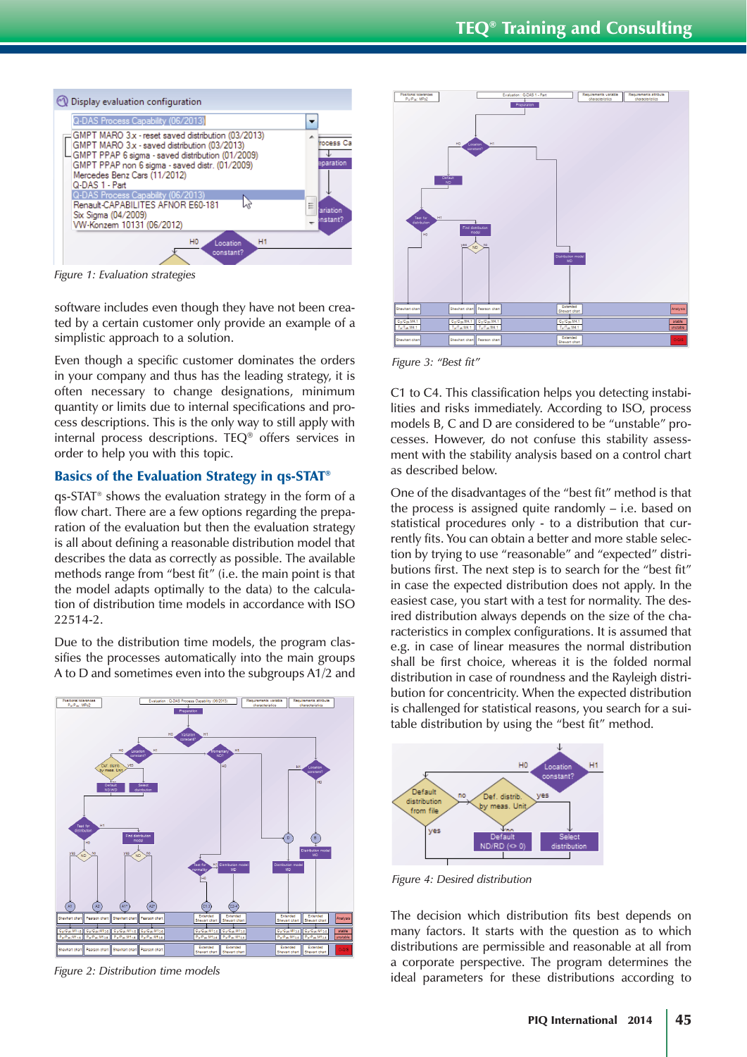Figure 1: Evaluation strategies

software includes even though they have not been created by a certain customer only provide an example of a simplistic approach to a solution.

Even though a specific customer dominates the orders in your company and thus has the leading strategy, it is often necessary to change designations, minimum quantity or limits due to internal specifications and process descriptions. This is the only way to still apply with internal process descriptions. TEQ® offers services in order to help you with this topic.

## Basics of the Evaluation Strategy in qs-STAT®

qs-STAT® shows the evaluation strategy in the form of a flow chart. There are a few options regarding the preparation of the evaluation but then the evaluation strategy is all about defining a reasonable distribution model that describes the data as correctly as possible. The available methods range from "best fit" (i.e. the main point is that the model adapts optimally to the data) to the calculation of distribution time models in accordance with ISO 22514-2.

Due to the distribution time models, the program classifies the processes automatically into the main groups A to D and sometimes even into the subgroups A1/2 and

Figure 2: Distribution time models

Figure 3: "Best fit"

C1 to C4. This classification helps you detecting instabilities and risks immediately. According to ISO, process models B, C and D are considered to be "unstable" processes. However, do not confuse this stability assessment with the stability analysis based on a control chart as described below.

One of the disadvantages of the "best fit" method is that the process is assigned quite randomly – i.e. based on statistical procedures only - to a distribution that currently fits. You can obtain a better and more stable selection by trying to use "reasonable" and "expected" distributions first. The next step is to search for the "best fit" in case the expected distribution does not apply. In the easiest case, you start with a test for normality. The desired distribution always depends on the size of the characteristics in complex configurations. It is assumed that e.g. in case of linear measures the normal distribution shall be first choice, whereas it is the folded normal distribution in case of roundness and the Rayleigh distribution for concentricity. When the expected distribution is challenged for statistical reasons, you search for a suitable distribution by using the "best fit" method.

Figure 4: Desired distribution

The decision which distribution fits best depends on many factors. It starts with the question as to which distributions are permissible and reasonable at all from a corporate perspective. The program determines the ideal parameters for these distributions according to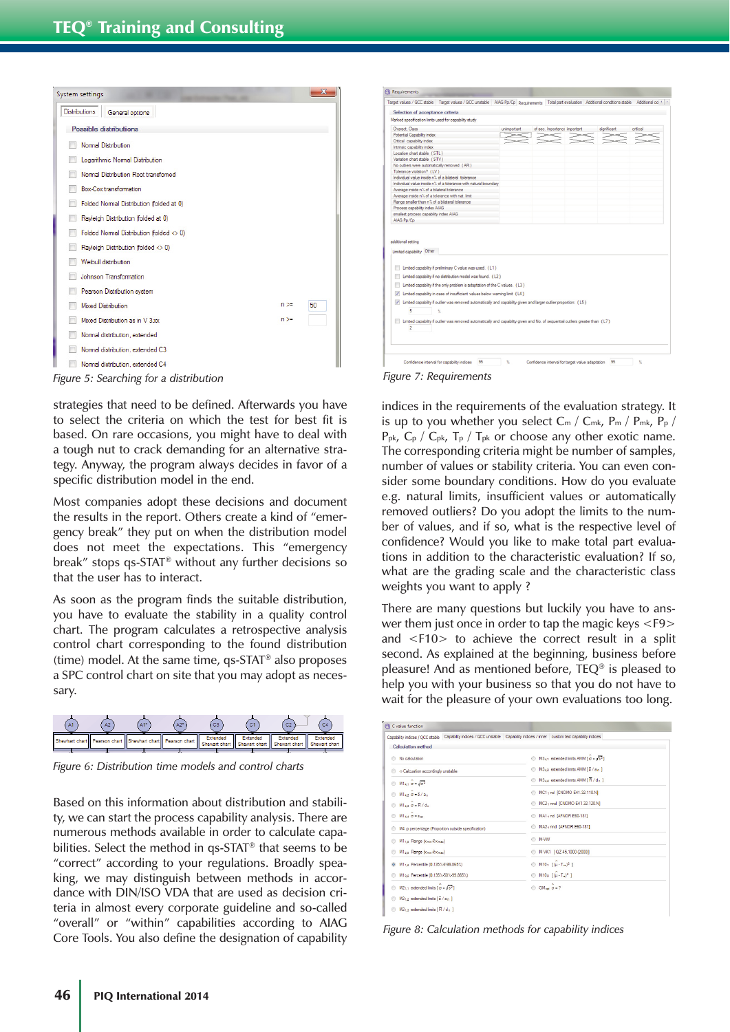Figure 5: Searching for a distribution

strategies that need to be defined. Afterwards you have to select the criteria on which the test for best fit is based. On rare occasions, you might have to deal with a tough nut to crack demanding for an alternative strategy. Anyway, the program always decides in favor of a specific distribution model in the end.

Most companies adopt these decisions and document the results in the report. Others create a kind of "emergency break" they put on when the distribution model does not meet the expectations. This "emergency break" stops qs-STAT® without any further decisions so that the user has to interact.

As soon as the program finds the suitable distribution, you have to evaluate the stability in a quality control chart. The program calculates a retrospective analysis control chart corresponding to the found distribution (time) model. At the same time, qs-STAT® also proposes a SPC control chart on site that you may adopt as necessary.

Figure 6: Distribution time models and control charts

Based on this information about distribution and stability, we can start the process capability analysis. There are numerous methods available in order to calculate capabilities. Select the method in qs-STAT® that seems to be "correct" according to your regulations. Broadly speaking, we may distinguish between methods in accordance with DIN/ISO VDA that are used as decision criteria in almost every corporate guideline and so-called "overall" or "within" capabilities according to AIAG Core Tools. You also define the designation of capability

Figure 7: Requirements

indices in the requirements of the evaluation strategy. It is up to you whether you select $C_m$ / $C_{mk}$, $P_m$ / $P_{mk}$, $P_p$ / $P_{pk}$, $C_p$ / $C_{pk}$, $T_p$ / $T_{pk}$ or choose any other exotic name. The corresponding criteria might be number of samples, number of values or stability criteria. You can even consider some boundary conditions. How do you evaluate e.g. natural limits, insufficient values or automatically removed outliers? Do you adopt the limits to the number of values, and if so, what is the respective level of confidence? Would you like to make total part evaluations in addition to the characteristic evaluation? If so, what are the grading scale and the characteristic class weights you want to apply ?

There are many questions but luckily you have to answer them just once in order to tap the magic keys <F9> and <F10> to achieve the correct result in a split second. As explained at the beginning, business before pleasure! And as mentioned before, TEQ® is pleased to help you with your business so that you do not have to wait for the pleasure of your own evaluations too long.

Figure 8: Calculation methods for capability indices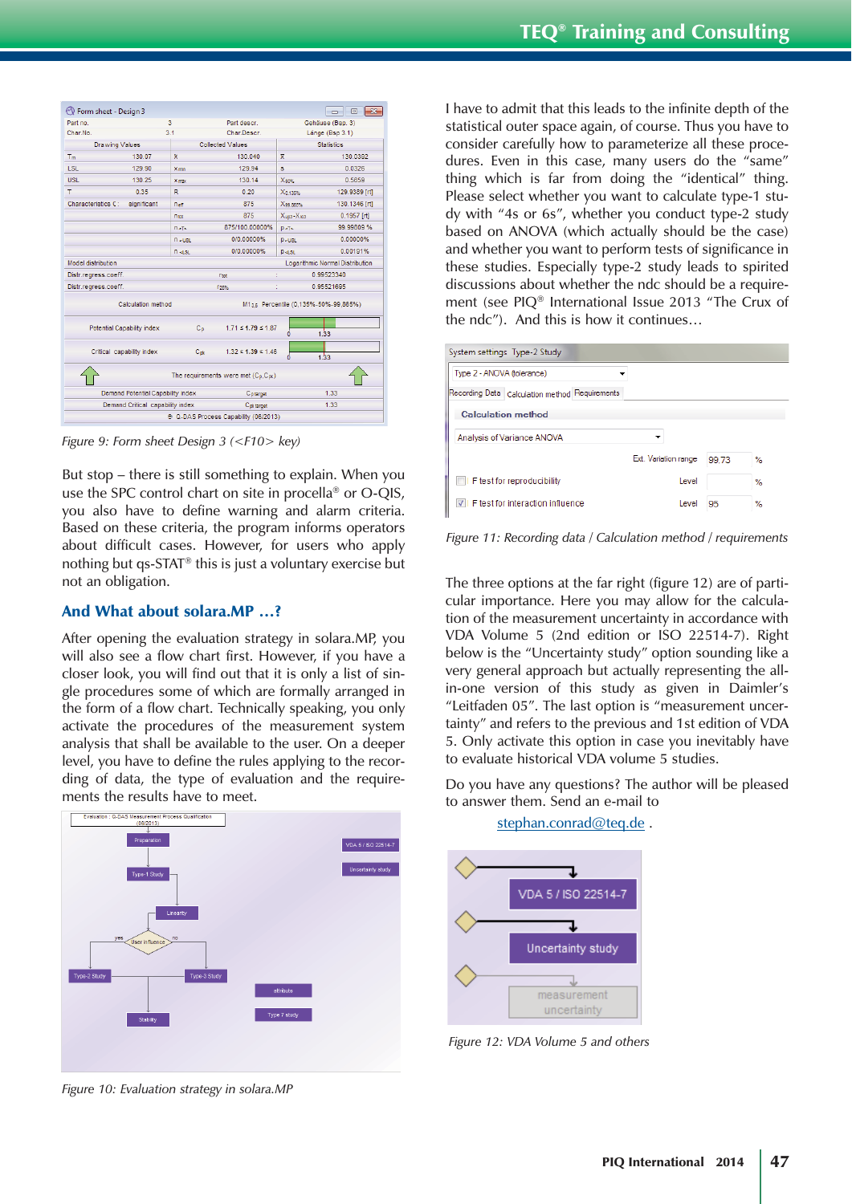Figure 9: Form sheet Design 3 (<F10> key)

But stop – there is still something to explain. When you use the SPC control chart on site in procella® or O-QIS, you also have to define warning and alarm criteria. Based on these criteria, the program informs operators about difficult cases. However, for users who apply nothing but qs-STAT® this is just a voluntary exercise but not an obligation.

## And What about solara.MP …?

After opening the evaluation strategy in solara.MP, you will also see a flow chart first. However, if you have a closer look, you will find out that it is only a list of single procedures some of which are formally arranged in the form of a flow chart. Technically speaking, you only activate the procedures of the measurement system analysis that shall be available to the user. On a deeper level, you have to define the rules applying to the recording of data, the type of evaluation and the requirements the results have to meet.

Figure 10: Evaluation strategy in solara.MP

I have to admit that this leads to the infinite depth of the statistical outer space again, of course. Thus you have to consider carefully how to parameterize all these procedures. Even in this case, many users do the "same" thing which is far from doing the "identical" thing. Please select whether you want to calculate type-1 study with "4s or 6s", whether you conduct type-2 study based on ANOVA (which actually should be the case) and whether you want to perform tests of significance in these studies. Especially type-2 study leads to spirited discussions about whether the ndc should be a requirement (see PIQ® International Issue 2013 "The Crux of the ndc"). And this is how it continues…

Figure 11: Recording data / Calculation method / requirements

The three options at the far right (figure 12) are of particular importance. Here you may allow for the calculation of the measurement uncertainty in accordance with VDA Volume 5 (2nd edition or ISO 22514-7). Right below is the "Uncertainty study" option sounding like a very general approach but actually representing the all-in-one version of this study as given in Daimler's "Leitfaden 05". The last option is "measurement uncertainty" and refers to the previous and 1st edition of VDA 5. Only activate this option in case you inevitably have to evaluate historical VDA volume 5 studies.

Do you have any questions? The author will be pleased to answer them. Send an e-mail to

stephan.conrad@teq.de .

Figure 12: VDA Volume 5 and others